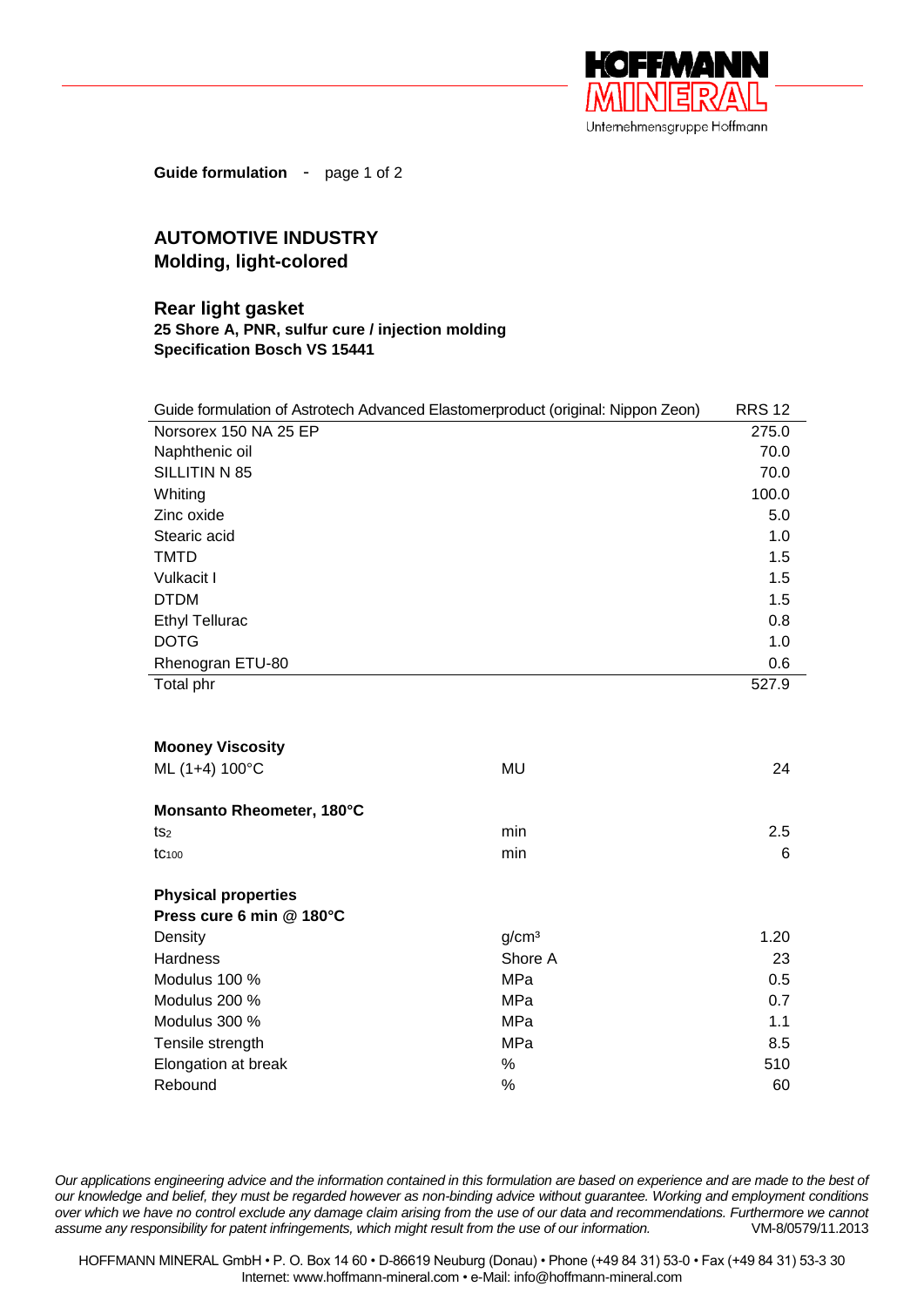**Guide formulation** - page 1 of 2

## AUTOMOTIVE INDUSTRY
## Molding, light-colored

### Rear light gasket
**25 Shore A, PNR, sulfur cure / injection molding**
**Specification Bosch VS 15441**

| Guide formulation of Astrotech Advanced Elastomerproduct (original: Nippon Zeon) | RRS 12 |
|---|---|
| Norsorex 150 NA 25 EP | 275.0 |
| Naphthenic oil | 70.0 |
| SILLITIN N 85 | 70.0 |
| Whiting | 100.0 |
| Zinc oxide | 5.0 |
| Stearic acid | 1.0 |
| TMTD | 1.5 |
| Vulkacit I | 1.5 |
| DTDM | 1.5 |
| Ethyl Tellurac | 0.8 |
| DOTG | 1.0 |
| Rhenogran ETU-80 | 0.6 |
| Total phr | 527.9 |

| | | |
|---|---|---|
| **Mooney Viscosity** | | |
| ML (1+4) 100°C | MU | 24 |
| **Monsanto Rheometer, 180°C** | | |
| $ts_2$ | min | 2.5 |
| $tc_{100}$ | min | 6 |
| **Physical properties** | | |
| **Press cure 6 min @ 180°C** | | |
| Density | g/cm³ | 1.20 |
| Hardness | Shore A | 23 |
| Modulus 100 % | MPa | 0.5 |
| Modulus 200 % | MPa | 0.7 |
| Modulus 300 % | MPa | 1.1 |
| Tensile strength | MPa | 8.5 |
| Elongation at break | % | 510 |
| Rebound | % | 60 |

*Our applications engineering advice and the information contained in this formulation are based on experience and are made to the best of our knowledge and belief, they must be regarded however as non-binding advice without guarantee. Working and employment conditions over which we have no control exclude any damage claim arising from the use of our data and recommendations. Furthermore we cannot assume any responsibility for patent infringements, which might result from the use of our information.* VM-8/0579/11.2013

HOFFMANN MINERAL GmbH • P. O. Box 14 60 • D-86619 Neuburg (Donau) • Phone (+49 84 31) 53-0 • Fax (+49 84 31) 53-3 30
Internet: www.hoffmann-mineral.com • e-Mail: info@hoffmann-mineral.com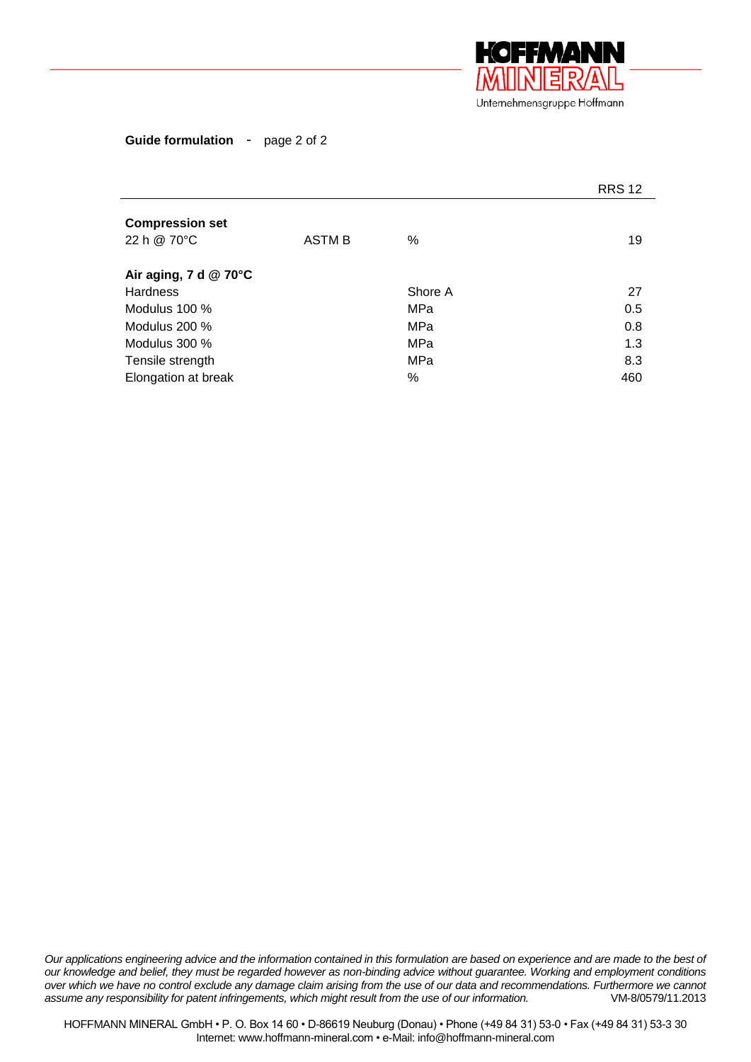**Guide formulation** - page 2 of 2

| | | | RRS 12 |
|---|---|---|---|
| **Compression set** | | | |
| 22 h @ 70°C | ASTM B | % | 19 |
| **Air aging, 7 d @ 70°C** | | | |
| Hardness | | Shore A | 27 |
| Modulus 100 % | | MPa | 0.5 |
| Modulus 200 % | | MPa | 0.8 |
| Modulus 300 % | | MPa | 1.3 |
| Tensile strength | | MPa | 8.3 |
| Elongation at break | | % | 460 |

*Our applications engineering advice and the information contained in this formulation are based on experience and are made to the best of our knowledge and belief, they must be regarded however as non-binding advice without guarantee. Working and employment conditions over which we have no control exclude any damage claim arising from the use of our data and recommendations. Furthermore we cannot assume any responsibility for patent infringements, which might result from the use of our information.* VM-8/0579/11.2013

HOFFMANN MINERAL GmbH • P. O. Box 14 60 • D-86619 Neuburg (Donau) • Phone (+49 84 31) 53-0 • Fax (+49 84 31) 53-3 30
Internet: www.hoffmann-mineral.com • e-Mail: info@hoffmann-mineral.com